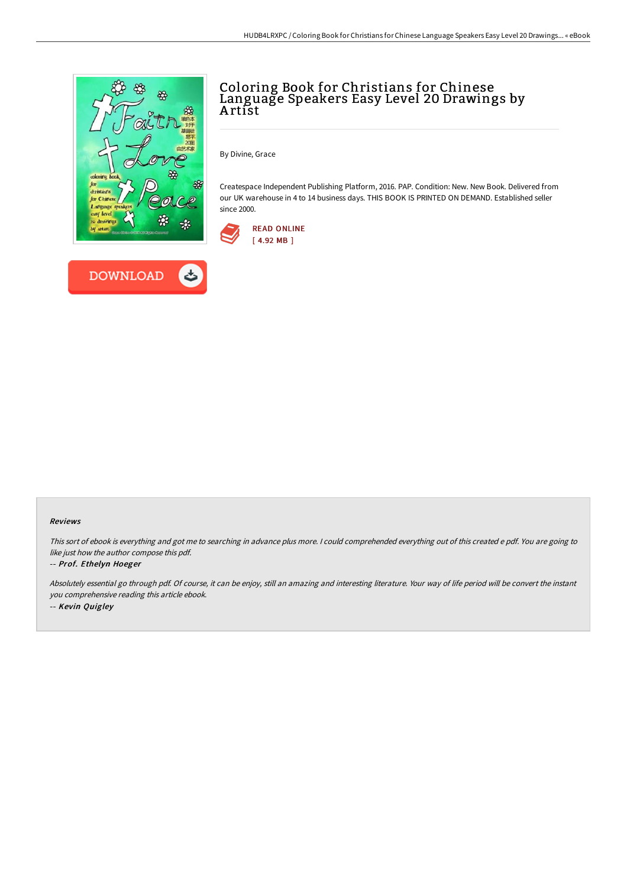# Coloring Book for Christians for Chinese Language Speakers Easy Level 20 Drawings by Artist

By Divine, Grace

Createspace Independent Publishing Platform, 2016. PAP. Condition: New. New Book. Delivered from our UK warehouse in 4 to 14 business days. THIS BOOK IS PRINTED ON DEMAND. Established seller since 2000.

READ ONLINE
[ 4.92 MB ]

DOWNLOAD

### Reviews

*This sort of ebook is everything and got me to searching in advance plus more. I could comprehended everything out of this created e pdf. You are going to like just how the author compose this pdf.*

-- *Prof. Ethelyn Hoeger*

*Absolutely essential go through pdf. Of course, it can be enjoy, still an amazing and interesting literature. Your way of life period will be convert the instant you comprehensive reading this article ebook.*

-- *Kevin Quigley*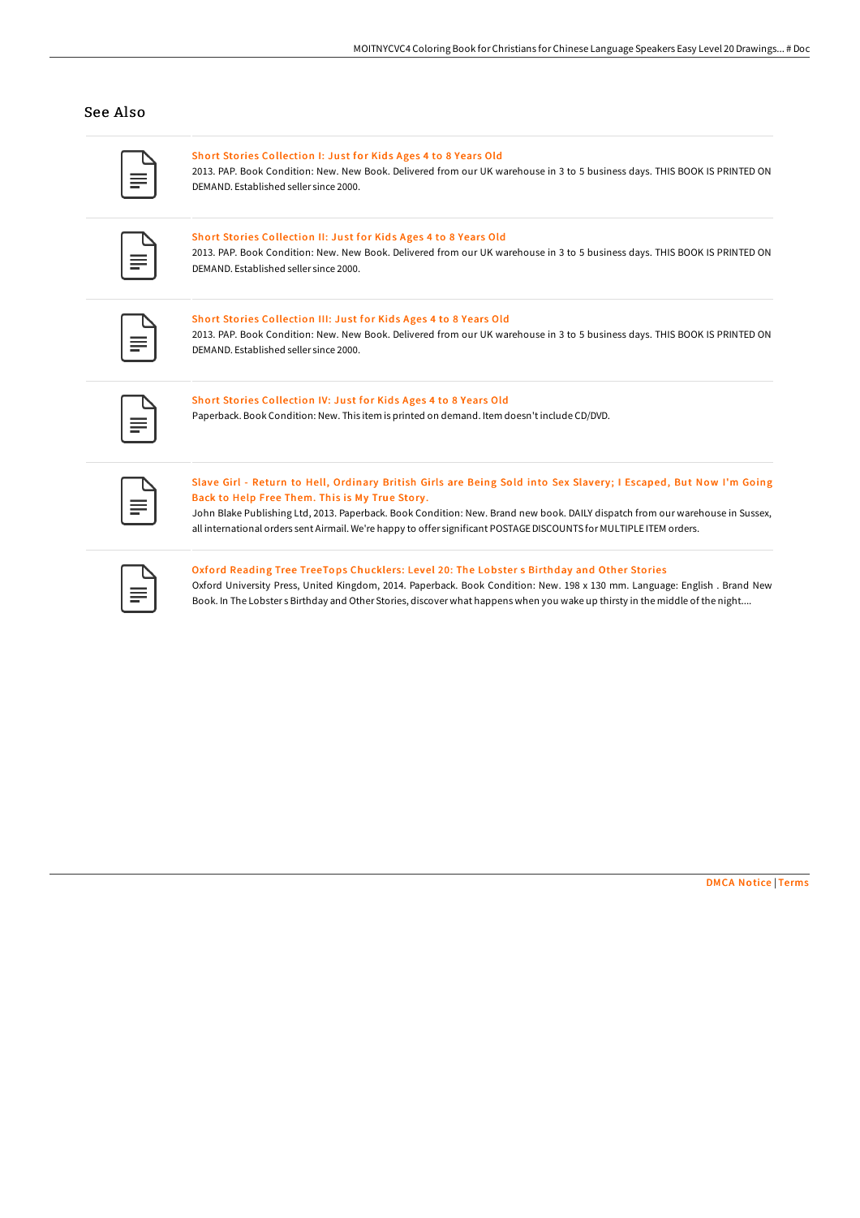## See Also

### Short Stories Collection I: Just for Kids Ages 4 to 8 Years Old

2013. PAP. Book Condition: New. New Book. Delivered from our UK warehouse in 3 to 5 business days. THIS BOOK IS PRINTED ON DEMAND. Established seller since 2000.

### Short Stories Collection II: Just for Kids Ages 4 to 8 Years Old

2013. PAP. Book Condition: New. New Book. Delivered from our UK warehouse in 3 to 5 business days. THIS BOOK IS PRINTED ON DEMAND. Established seller since 2000.

### Short Stories Collection III: Just for Kids Ages 4 to 8 Years Old

2013. PAP. Book Condition: New. New Book. Delivered from our UK warehouse in 3 to 5 business days. THIS BOOK IS PRINTED ON DEMAND. Established seller since 2000.

### Short Stories Collection IV: Just for Kids Ages 4 to 8 Years Old

Paperback. Book Condition: New. This item is printed on demand. Item doesn't include CD/DVD.

### Slave Girl - Return to Hell, Ordinary British Girls are Being Sold into Sex Slavery; I Escaped, But Now I'm Going Back to Help Free Them. This is My True Story.

John Blake Publishing Ltd, 2013. Paperback. Book Condition: New. Brand new book. DAILY dispatch from our warehouse in Sussex, all international orders sent Airmail. We're happy to offer significant POSTAGE DISCOUNTS for MULTIPLE ITEM orders.

### Oxford Reading Tree TreeTops Chucklers: Level 20: The Lobster s Birthday and Other Stories

Oxford University Press, United Kingdom, 2014. Paperback. Book Condition: New. 198 x 130 mm. Language: English . Brand New Book. In The Lobster s Birthday and Other Stories, discover what happens when you wake up thirsty in the middle of the night....